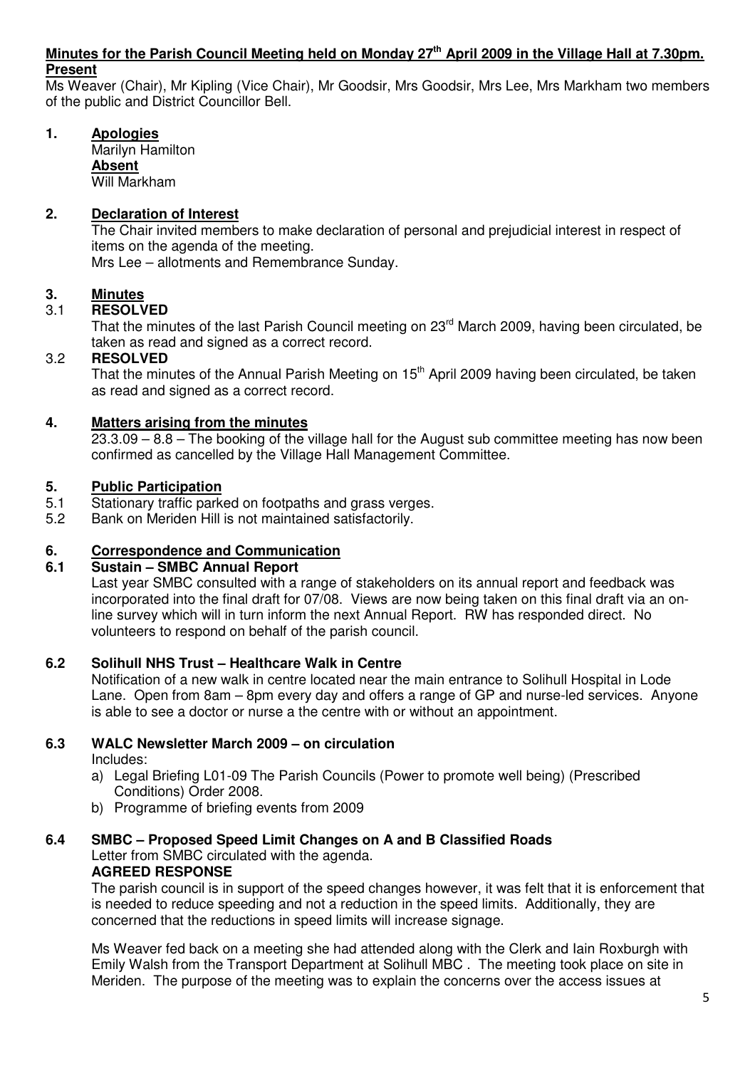## Minutes for the Parish Council Meeting held on Monday 27th April 2009 in the Village Hall at 7.30pm.

**Present**

Ms Weaver (Chair), Mr Kipling (Vice Chair), Mr Goodsir, Mrs Goodsir, Mrs Lee, Mrs Markham two members of the public and District Councillor Bell.

### 1. Apologies

Marilyn Hamilton

**Absent**

Will Markham

### 2. Declaration of Interest

The Chair invited members to make declaration of personal and prejudicial interest in respect of items on the agenda of the meeting.

Mrs Lee – allotments and Remembrance Sunday.

### 3. Minutes

**3.1 RESOLVED**

That the minutes of the last Parish Council meeting on 23rd March 2009, having been circulated, be taken as read and signed as a correct record.

**3.2 RESOLVED**

That the minutes of the Annual Parish Meeting on 15th April 2009 having been circulated, be taken as read and signed as a correct record.

### 4. Matters arising from the minutes

23.3.09 – 8.8 – The booking of the village hall for the August sub committee meeting has now been confirmed as cancelled by the Village Hall Management Committee.

### 5. Public Participation

5.1 Stationary traffic parked on footpaths and grass verges.

5.2 Bank on Meriden Hill is not maintained satisfactorily.

### 6. Correspondence and Communication

**6.1 Sustain – SMBC Annual Report**

Last year SMBC consulted with a range of stakeholders on its annual report and feedback was incorporated into the final draft for 07/08. Views are now being taken on this final draft via an on-line survey which will in turn inform the next Annual Report. RW has responded direct. No volunteers to respond on behalf of the parish council.

**6.2 Solihull NHS Trust – Healthcare Walk in Centre**

Notification of a new walk in centre located near the main entrance to Solihull Hospital in Lode Lane. Open from 8am – 8pm every day and offers a range of GP and nurse-led services. Anyone is able to see a doctor or nurse a the centre with or without an appointment.

**6.3 WALC Newsletter March 2009 – on circulation**

Includes:

a) Legal Briefing L01-09 The Parish Councils (Power to promote well being) (Prescribed Conditions) Order 2008.
b) Programme of briefing events from 2009

**6.4 SMBC – Proposed Speed Limit Changes on A and B Classified Roads**

Letter from SMBC circulated with the agenda.

**AGREED RESPONSE**

The parish council is in support of the speed changes however, it was felt that it is enforcement that is needed to reduce speeding and not a reduction in the speed limits. Additionally, they are concerned that the reductions in speed limits will increase signage.

Ms Weaver fed back on a meeting she had attended along with the Clerk and Iain Roxburgh with Emily Walsh from the Transport Department at Solihull MBC . The meeting took place on site in Meriden. The purpose of the meeting was to explain the concerns over the access issues at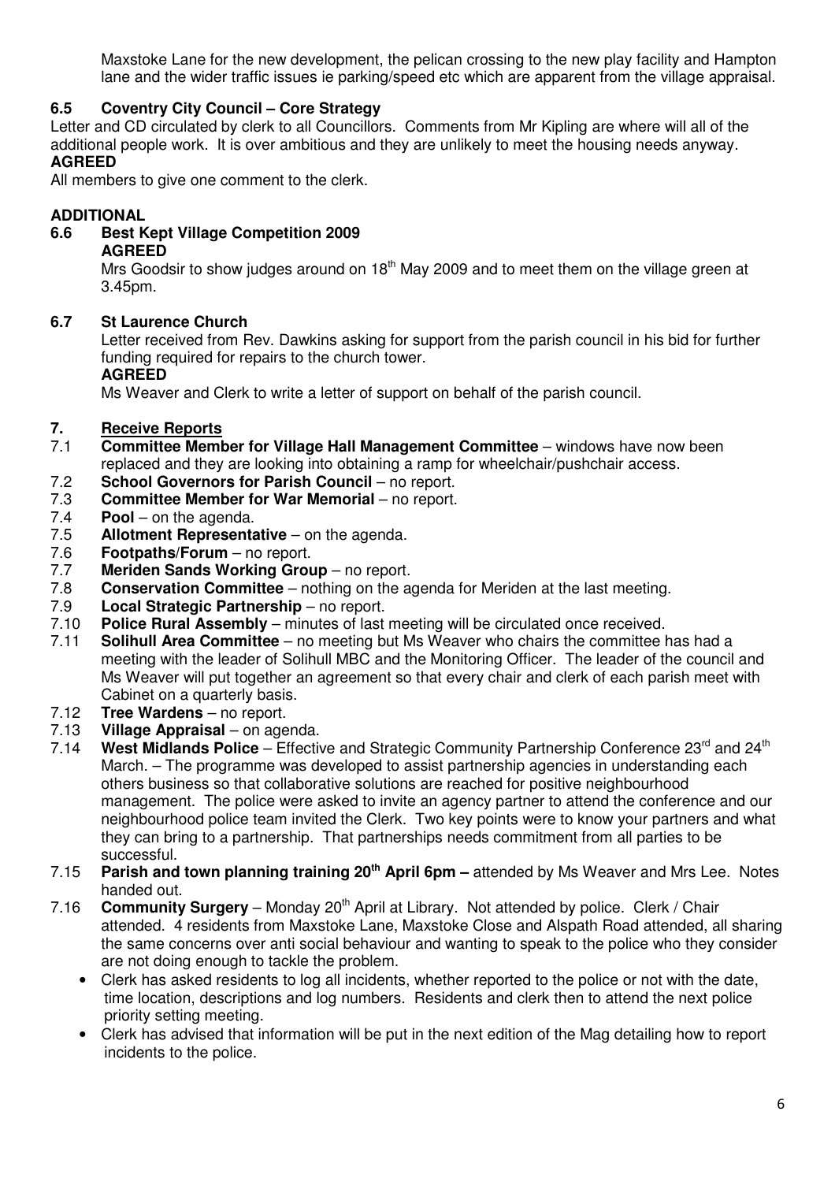Maxstoke Lane for the new development, the pelican crossing to the new play facility and Hampton lane and the wider traffic issues ie parking/speed etc which are apparent from the village appraisal.

### 6.5 Coventry City Council – Core Strategy

Letter and CD circulated by clerk to all Councillors. Comments from Mr Kipling are where will all of the additional people work. It is over ambitious and they are unlikely to meet the housing needs anyway.

**AGREED**

All members to give one comment to the clerk.

## ADDITIONAL

### 6.6 Best Kept Village Competition 2009

**AGREED**

Mrs Goodsir to show judges around on 18th May 2009 and to meet them on the village green at 3.45pm.

### 6.7 St Laurence Church

Letter received from Rev. Dawkins asking for support from the parish council in his bid for further funding required for repairs to the church tower.

**AGREED**

Ms Weaver and Clerk to write a letter of support on behalf of the parish council.

## 7. Receive Reports

7.1 **Committee Member for Village Hall Management Committee** – windows have now been replaced and they are looking into obtaining a ramp for wheelchair/pushchair access.

7.2 **School Governors for Parish Council** – no report.

7.3 **Committee Member for War Memorial** – no report.

7.4 **Pool** – on the agenda.

7.5 **Allotment Representative** – on the agenda.

7.6 **Footpaths/Forum** – no report.

7.7 **Meriden Sands Working Group** – no report.

7.8 **Conservation Committee** – nothing on the agenda for Meriden at the last meeting.

7.9 **Local Strategic Partnership** – no report.

7.10 **Police Rural Assembly** – minutes of last meeting will be circulated once received.

7.11 **Solihull Area Committee** – no meeting but Ms Weaver who chairs the committee has had a meeting with the leader of Solihull MBC and the Monitoring Officer. The leader of the council and Ms Weaver will put together an agreement so that every chair and clerk of each parish meet with Cabinet on a quarterly basis.

7.12 **Tree Wardens** – no report.

7.13 **Village Appraisal** – on agenda.

7.14 **West Midlands Police** – Effective and Strategic Community Partnership Conference 23rd and 24th March. – The programme was developed to assist partnership agencies in understanding each others business so that collaborative solutions are reached for positive neighbourhood management. The police were asked to invite an agency partner to attend the conference and our neighbourhood police team invited the Clerk. Two key points were to know your partners and what they can bring to a partnership. That partnerships needs commitment from all parties to be successful.

7.15 **Parish and town planning training 20th April 6pm –** attended by Ms Weaver and Mrs Lee. Notes handed out.

7.16 **Community Surgery** – Monday 20th April at Library. Not attended by police. Clerk / Chair attended. 4 residents from Maxstoke Lane, Maxstoke Close and Alspath Road attended, all sharing the same concerns over anti social behaviour and wanting to speak to the police who they consider are not doing enough to tackle the problem.

- Clerk has asked residents to log all incidents, whether reported to the police or not with the date, time location, descriptions and log numbers. Residents and clerk then to attend the next police priority setting meeting.
- Clerk has advised that information will be put in the next edition of the Mag detailing how to report incidents to the police.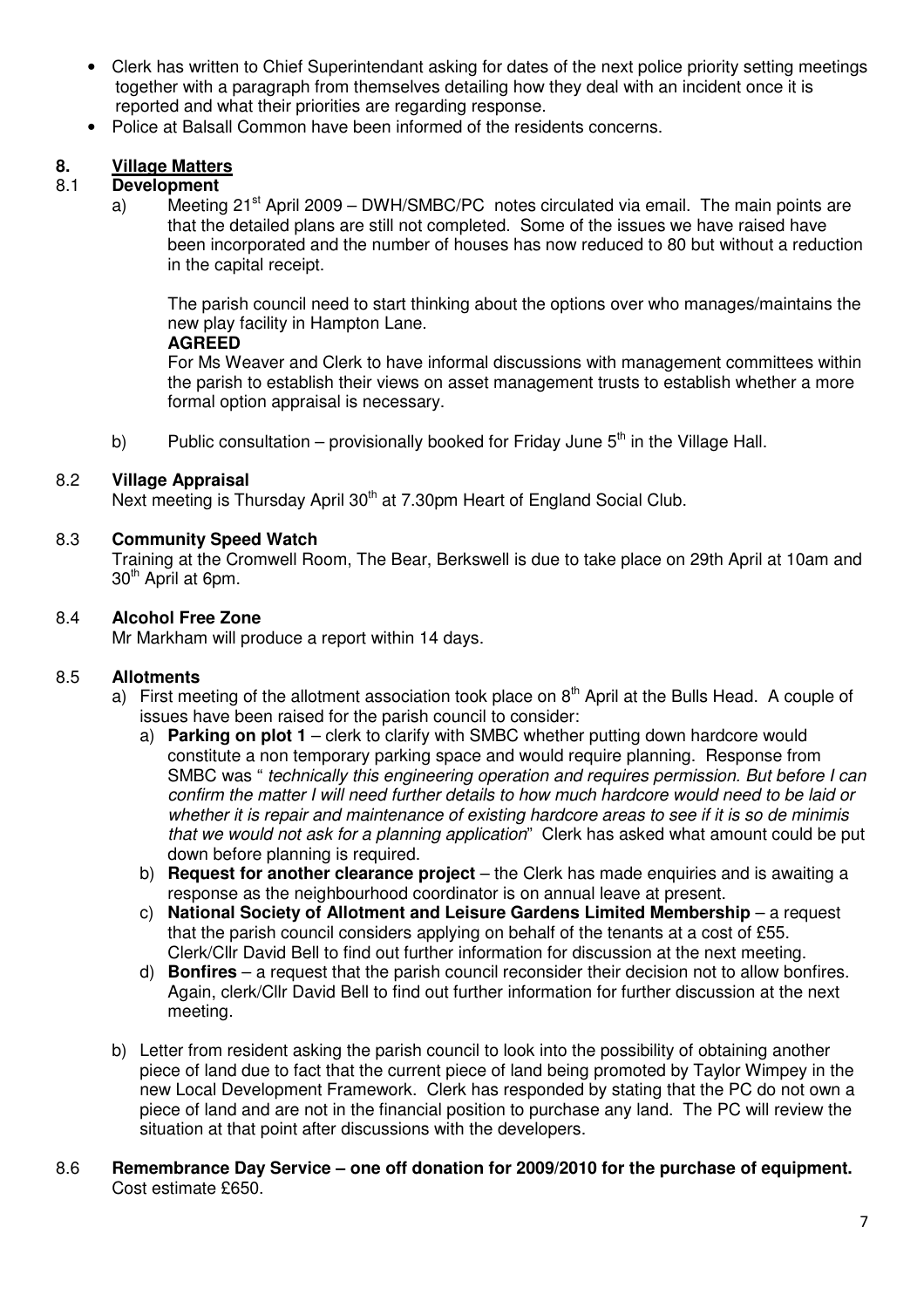- Clerk has written to Chief Superintendant asking for dates of the next police priority setting meetings together with a paragraph from themselves detailing how they deal with an incident once it is reported and what their priorities are regarding response.
- Police at Balsall Common have been informed of the residents concerns.

## 8. Village Matters

### 8.1 Development

a) Meeting 21st April 2009 – DWH/SMBC/PC notes circulated via email. The main points are that the detailed plans are still not completed. Some of the issues we have raised have been incorporated and the number of houses has now reduced to 80 but without a reduction in the capital receipt.

The parish council need to start thinking about the options over who manages/maintains the new play facility in Hampton Lane.

**AGREED**

For Ms Weaver and Clerk to have informal discussions with management committees within the parish to establish their views on asset management trusts to establish whether a more formal option appraisal is necessary.

b) Public consultation – provisionally booked for Friday June 5th in the Village Hall.

### 8.2 Village Appraisal

Next meeting is Thursday April 30th at 7.30pm Heart of England Social Club.

### 8.3 Community Speed Watch

Training at the Cromwell Room, The Bear, Berkswell is due to take place on 29th April at 10am and 30th April at 6pm.

### 8.4 Alcohol Free Zone

Mr Markham will produce a report within 14 days.

### 8.5 Allotments

a) First meeting of the allotment association took place on 8th April at the Bulls Head. A couple of issues have been raised for the parish council to consider:

   a) **Parking on plot 1** – clerk to clarify with SMBC whether putting down hardcore would constitute a non temporary parking space and would require planning. Response from SMBC was " *technically this engineering operation and requires permission. But before I can confirm the matter I will need further details to how much hardcore would need to be laid or whether it is repair and maintenance of existing hardcore areas to see if it is so de minimis that we would not ask for a planning application*" Clerk has asked what amount could be put down before planning is required.

   b) **Request for another clearance project** – the Clerk has made enquiries and is awaiting a response as the neighbourhood coordinator is on annual leave at present.

   c) **National Society of Allotment and Leisure Gardens Limited Membership** – a request that the parish council considers applying on behalf of the tenants at a cost of £55. Clerk/Cllr David Bell to find out further information for discussion at the next meeting.

   d) **Bonfires** – a request that the parish council reconsider their decision not to allow bonfires. Again, clerk/Cllr David Bell to find out further information for further discussion at the next meeting.

b) Letter from resident asking the parish council to look into the possibility of obtaining another piece of land due to fact that the current piece of land being promoted by Taylor Wimpey in the new Local Development Framework. Clerk has responded by stating that the PC do not own a piece of land and are not in the financial position to purchase any land. The PC will review the situation at that point after discussions with the developers.

### 8.6 Remembrance Day Service – one off donation for 2009/2010 for the purchase of equipment.

Cost estimate £650.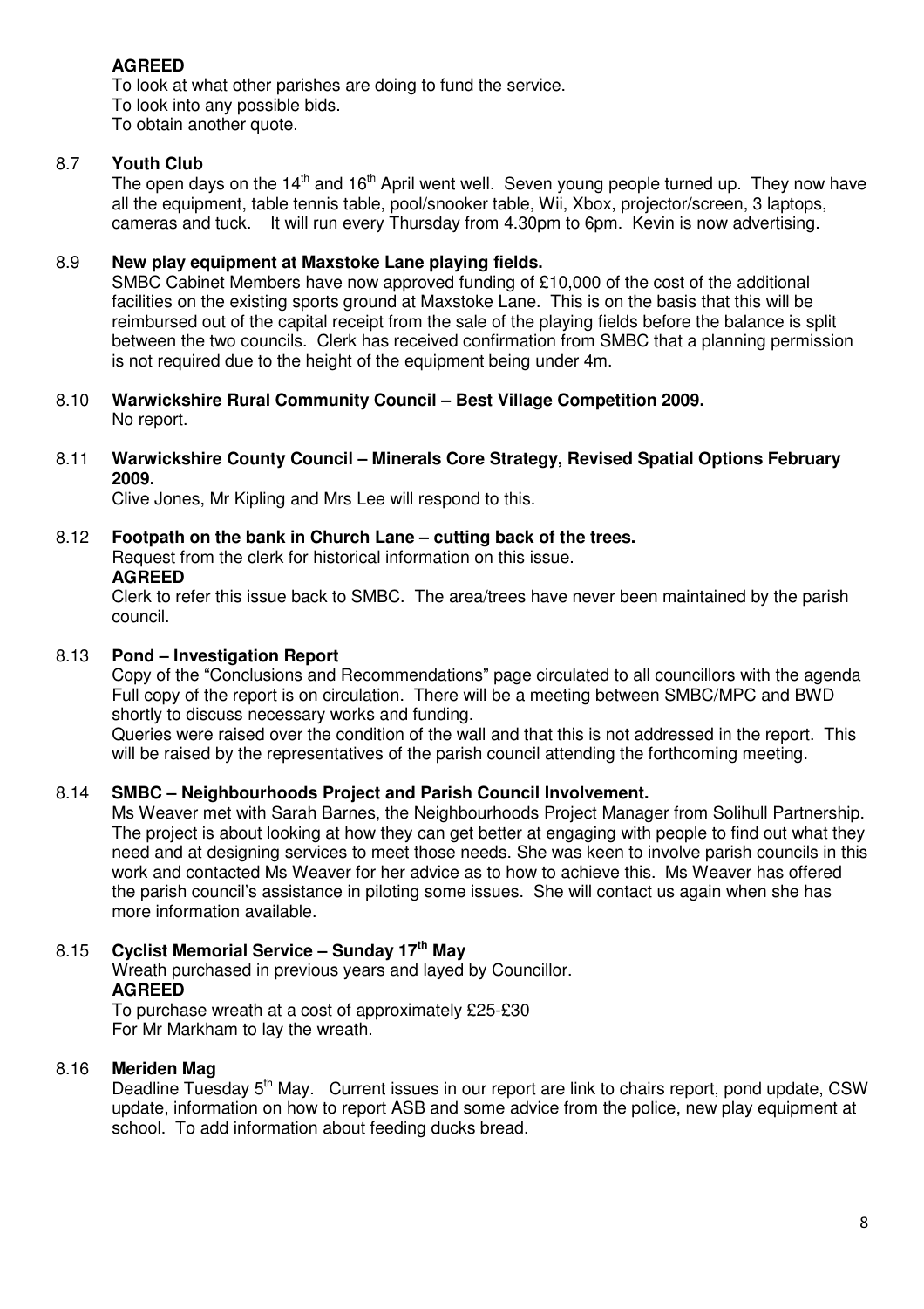**AGREED**

To look at what other parishes are doing to fund the service.
To look into any possible bids.
To obtain another quote.

### 8.7 Youth Club

The open days on the 14th and 16th April went well. Seven young people turned up. They now have all the equipment, table tennis table, pool/snooker table, Wii, Xbox, projector/screen, 3 laptops, cameras and tuck. It will run every Thursday from 4.30pm to 6pm. Kevin is now advertising.

### 8.9 New play equipment at Maxstoke Lane playing fields.

SMBC Cabinet Members have now approved funding of £10,000 of the cost of the additional facilities on the existing sports ground at Maxstoke Lane. This is on the basis that this will be reimbursed out of the capital receipt from the sale of the playing fields before the balance is split between the two councils. Clerk has received confirmation from SMBC that a planning permission is not required due to the height of the equipment being under 4m.

### 8.10 Warwickshire Rural Community Council – Best Village Competition 2009.

No report.

### 8.11 Warwickshire County Council – Minerals Core Strategy, Revised Spatial Options February 2009.

Clive Jones, Mr Kipling and Mrs Lee will respond to this.

### 8.12 Footpath on the bank in Church Lane – cutting back of the trees.

Request from the clerk for historical information on this issue.

**AGREED**

Clerk to refer this issue back to SMBC. The area/trees have never been maintained by the parish council.

### 8.13 Pond – Investigation Report

Copy of the "Conclusions and Recommendations" page circulated to all councillors with the agenda Full copy of the report is on circulation. There will be a meeting between SMBC/MPC and BWD shortly to discuss necessary works and funding.

Queries were raised over the condition of the wall and that this is not addressed in the report. This will be raised by the representatives of the parish council attending the forthcoming meeting.

### 8.14 SMBC – Neighbourhoods Project and Parish Council Involvement.

Ms Weaver met with Sarah Barnes, the Neighbourhoods Project Manager from Solihull Partnership. The project is about looking at how they can get better at engaging with people to find out what they need and at designing services to meet those needs. She was keen to involve parish councils in this work and contacted Ms Weaver for her advice as to how to achieve this. Ms Weaver has offered the parish council's assistance in piloting some issues. She will contact us again when she has more information available.

### 8.15 Cyclist Memorial Service – Sunday 17th May

Wreath purchased in previous years and layed by Councillor.

**AGREED**

To purchase wreath at a cost of approximately £25-£30
For Mr Markham to lay the wreath.

### 8.16 Meriden Mag

Deadline Tuesday 5th May. Current issues in our report are link to chairs report, pond update, CSW update, information on how to report ASB and some advice from the police, new play equipment at school. To add information about feeding ducks bread.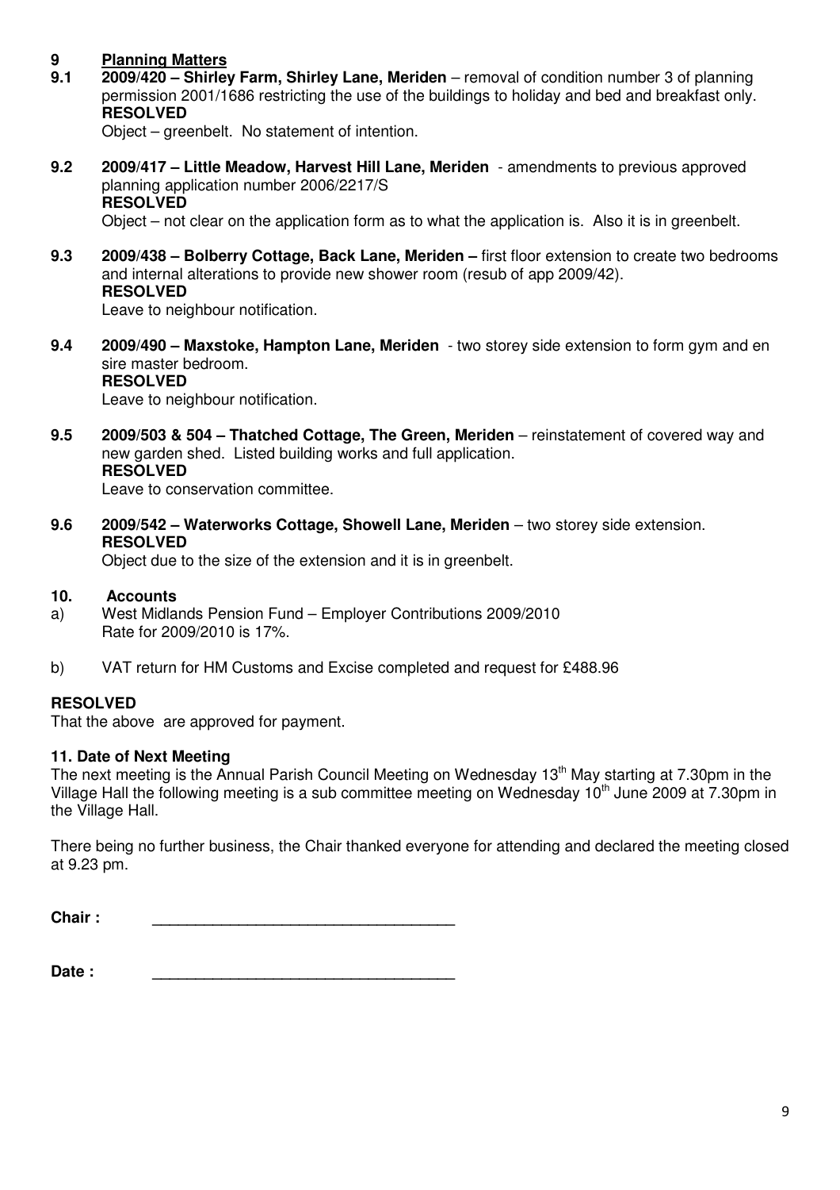## 9 Planning Matters

**9.1 2009/420 – Shirley Farm, Shirley Lane, Meriden** – removal of condition number 3 of planning permission 2001/1686 restricting the use of the buildings to holiday and bed and breakfast only.
**RESOLVED**
Object – greenbelt. No statement of intention.

**9.2 2009/417 – Little Meadow, Harvest Hill Lane, Meriden** - amendments to previous approved planning application number 2006/2217/S
**RESOLVED**
Object – not clear on the application form as to what the application is. Also it is in greenbelt.

**9.3 2009/438 – Bolberry Cottage, Back Lane, Meriden –** first floor extension to create two bedrooms and internal alterations to provide new shower room (resub of app 2009/42).
**RESOLVED**
Leave to neighbour notification.

**9.4 2009/490 – Maxstoke, Hampton Lane, Meriden** - two storey side extension to form gym and en sire master bedroom.
**RESOLVED**
Leave to neighbour notification.

**9.5 2009/503 & 504 – Thatched Cottage, The Green, Meriden** – reinstatement of covered way and new garden shed. Listed building works and full application.
**RESOLVED**
Leave to conservation committee.

**9.6 2009/542 – Waterworks Cottage, Showell Lane, Meriden** – two storey side extension.
**RESOLVED**
Object due to the size of the extension and it is in greenbelt.

## 10. Accounts

a) West Midlands Pension Fund – Employer Contributions 2009/2010
Rate for 2009/2010 is 17%.

b) VAT return for HM Customs and Excise completed and request for £488.96

**RESOLVED**
That the above are approved for payment.

## 11. Date of Next Meeting

The next meeting is the Annual Parish Council Meeting on Wednesday 13th May starting at 7.30pm in the Village Hall the following meeting is a sub committee meeting on Wednesday 10th June 2009 at 7.30pm in the Village Hall.

There being no further business, the Chair thanked everyone for attending and declared the meeting closed at 9.23 pm.

**Chair :** ___________________________________

**Date :** ___________________________________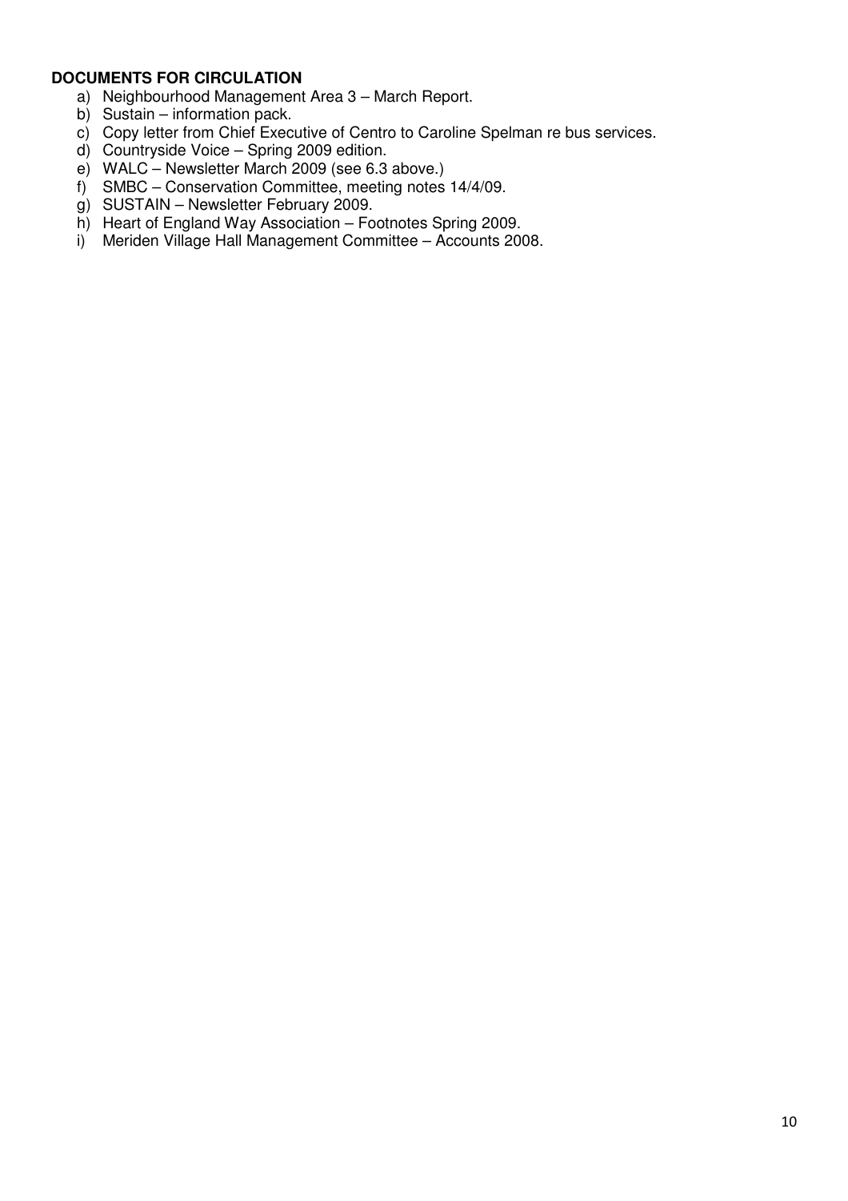**DOCUMENTS FOR CIRCULATION**

a) Neighbourhood Management Area 3 – March Report.
b) Sustain – information pack.
c) Copy letter from Chief Executive of Centro to Caroline Spelman re bus services.
d) Countryside Voice – Spring 2009 edition.
e) WALC – Newsletter March 2009 (see 6.3 above.)
f) SMBC – Conservation Committee, meeting notes 14/4/09.
g) SUSTAIN – Newsletter February 2009.
h) Heart of England Way Association – Footnotes Spring 2009.
i) Meriden Village Hall Management Committee – Accounts 2008.